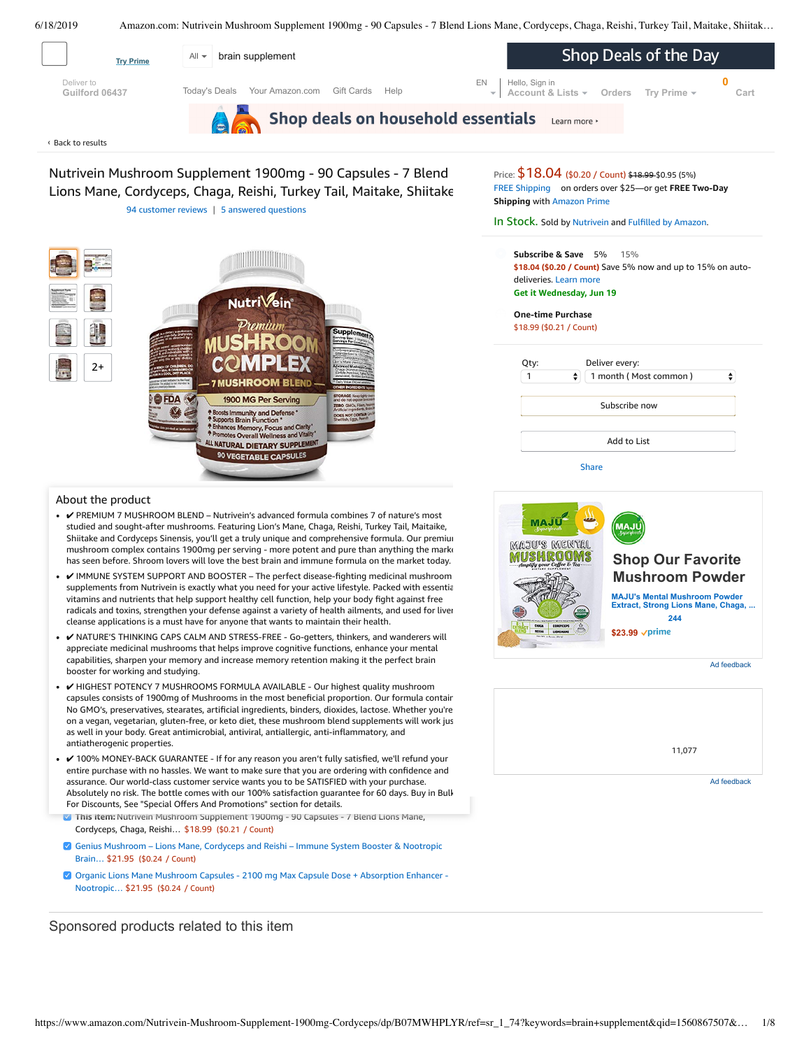Try Prime

All ▾ brain supplement

Shop Deals of the Day

Deliver to
Guilford 06437

Today's Deals Your Amazon.com Gift Cards Help

EN Hello, Sign in
Account & Lists ▾ Orders Try Prime ▾ 0 Cart

Shop deals on household essentials Learn more ›

‹ Back to results

# Nutrivein Mushroom Supplement 1900mg - 90 Capsules - 7 Blend Lions Mane, Cordyceps, Chaga, Reishi, Turkey Tail, Maitake, Shiitake

94 customer reviews | 5 answered questions

Price: $18.04 ($0.20 / Count) ~~$18.99~~ $0.95 (5%)
FREE Shipping on orders over $25—or get **FREE Two-Day Shipping** with Amazon Prime

In Stock. Sold by Nutrivein and Fulfilled by Amazon.

**Subscribe & Save** 5% 15%
$18.04 ($0.20 / Count) Save 5% now and up to 15% on auto-deliveries. Learn more
**Get it Wednesday, Jun 19**

**One-time Purchase**
$18.99 ($0.21 / Count)

Qty: 1
Deliver every: 1 month ( Most common )

Subscribe now

Add to List

Share

## About the product

- ✔ PREMIUM 7 MUSHROOM BLEND – Nutrivein's advanced formula combines 7 of nature's most studied and sought-after mushrooms. Featuring Lion's Mane, Chaga, Reishi, Turkey Tail, Maitaike, Shiitake and Cordyceps Sinensis, you'll get a truly unique and comprehensive formula. Our premium mushroom complex contains 1900mg per serving - more potent and pure than anything the market has seen before. Shroom lovers will love the best brain and immune formula on the market today.
- ✔ IMMUNE SYSTEM SUPPORT AND BOOSTER – The perfect disease-fighting medicinal mushroom supplements from Nutrivein is exactly what you need for your active lifestyle. Packed with essential vitamins and nutrients that help support healthy cell function, help your body fight against free radicals and toxins, strengthen your defense against a variety of health ailments, and used for liver cleanse applications is a must have for anyone that wants to maintain their health.
- ✔ NATURE'S THINKING CAPS CALM AND STRESS-FREE - Go-getters, thinkers, and wanderers will appreciate medicinal mushrooms that helps improve cognitive functions, enhance your mental capabilities, sharpen your memory and increase memory retention making it the perfect brain booster for working and studying.
- ✔ HIGHEST POTENCY 7 MUSHROOMS FORMULA AVAILABLE - Our highest quality mushroom capsules consists of 1900mg of Mushrooms in the most beneficial proportion. Our formula contains No GMO's, preservatives, stearates, artificial ingredients, binders, dioxides, lactose. Whether you're on a vegan, vegetarian, gluten-free, or keto diet, these mushroom blend supplements will work just as well in your body. Great antimicrobial, antiviral, antiallergic, anti-inflammatory, and antiatherogenic properties.
- ✔ 100% MONEY-BACK GUARANTEE - If for any reason you aren't fully satisfied, we'll refund your entire purchase with no hassles. We want to make sure that you are ordering with confidence and assurance. Our world-class customer service wants you to be SATISFIED with your purchase. Absolutely no risk. The bottle comes with our 100% satisfaction guarantee for 60 days. Buy in Bulk For Discounts, See "Special Offers And Promotions" section for details.

**Shop Our Favorite Mushroom Powder**
MAJU's Mental Mushroom Powder Extract, Strong Lions Mane, Chaga, ...
244
$23.99 prime

Ad feedback

11,077

Ad feedback

- ☑ **This item:** Nutrivein Mushroom Supplement 1900mg - 90 Capsules - 7 Blend Lions Mane, Cordyceps, Chaga, Reishi… $18.99 ($0.21 / Count)
- ☑ Genius Mushroom – Lions Mane, Cordyceps and Reishi – Immune System Booster & Nootropic Brain… $21.95 ($0.24 / Count)
- ☑ Organic Lions Mane Mushroom Capsules - 2100 mg Max Capsule Dose + Absorption Enhancer - Nootropic… $21.95 ($0.24 / Count)

## Sponsored products related to this item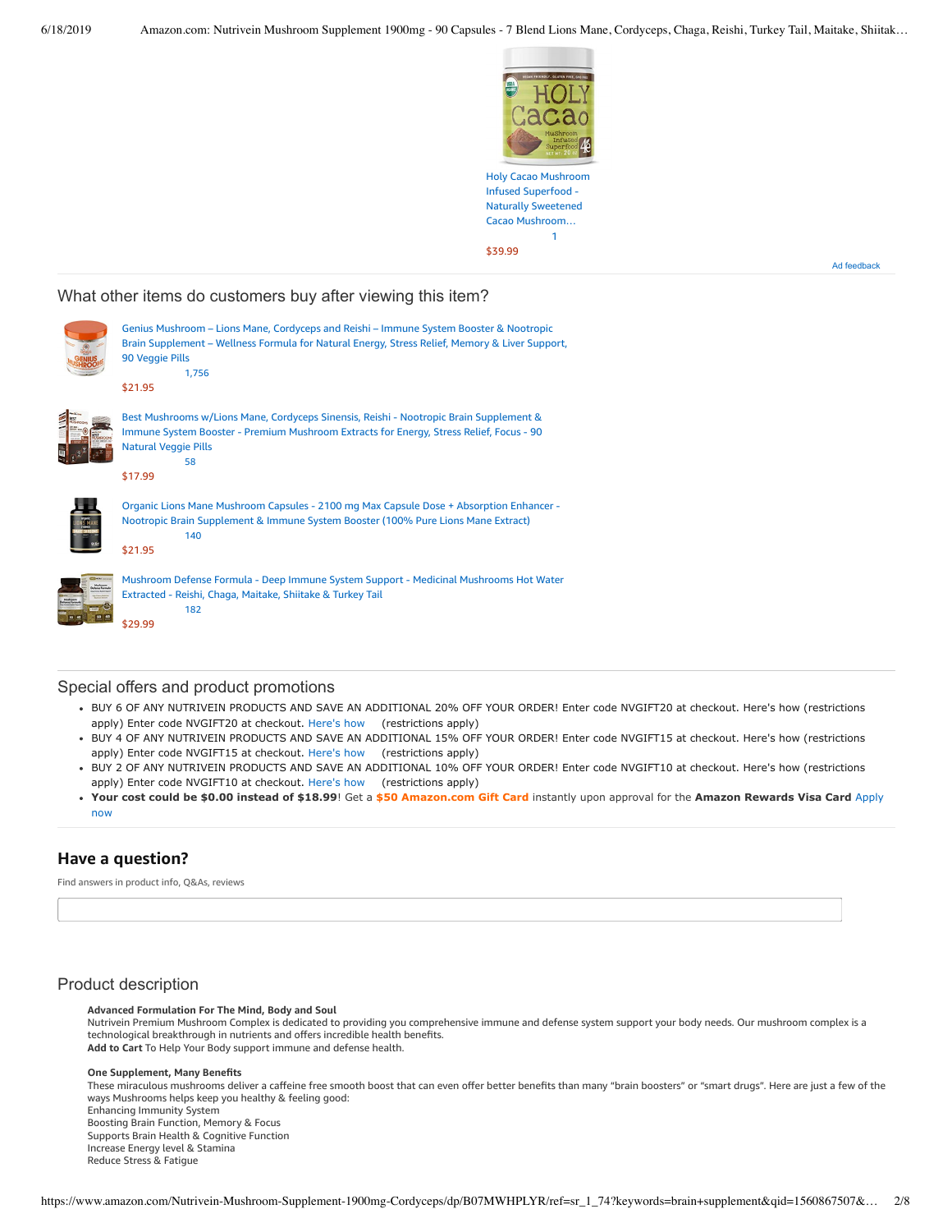Holy Cacao Mushroom Infused Superfood - Naturally Sweetened Cacao Mushroom…

1

$39.99

Ad feedback

## What other items do customers buy after viewing this item?

Genius Mushroom – Lions Mane, Cordyceps and Reishi – Immune System Booster & Nootropic Brain Supplement – Wellness Formula for Natural Energy, Stress Relief, Memory & Liver Support, 90 Veggie Pills
1,756
$21.95

Best Mushrooms w/Lions Mane, Cordyceps Sinensis, Reishi - Nootropic Brain Supplement & Immune System Booster - Premium Mushroom Extracts for Energy, Stress Relief, Focus - 90 Natural Veggie Pills
58
$17.99

Organic Lions Mane Mushroom Capsules - 2100 mg Max Capsule Dose + Absorption Enhancer - Nootropic Brain Supplement & Immune System Booster (100% Pure Lions Mane Extract)
140
$21.95

Mushroom Defense Formula - Deep Immune System Support - Medicinal Mushrooms Hot Water Extracted - Reishi, Chaga, Maitake, Shiitake & Turkey Tail
182
$29.99

## Special offers and product promotions

- BUY 6 OF ANY NUTRIVEIN PRODUCTS AND SAVE AN ADDITIONAL 20% OFF YOUR ORDER! Enter code NVGIFT20 at checkout. Here's how (restrictions apply) Enter code NVGIFT20 at checkout. Here's how (restrictions apply)
- BUY 4 OF ANY NUTRIVEIN PRODUCTS AND SAVE AN ADDITIONAL 15% OFF YOUR ORDER! Enter code NVGIFT15 at checkout. Here's how (restrictions apply) Enter code NVGIFT15 at checkout. Here's how (restrictions apply)
- BUY 2 OF ANY NUTRIVEIN PRODUCTS AND SAVE AN ADDITIONAL 10% OFF YOUR ORDER! Enter code NVGIFT10 at checkout. Here's how (restrictions apply) Enter code NVGIFT10 at checkout. Here's how (restrictions apply)
- **Your cost could be $0.00 instead of $18.99**! Get a **$50 Amazon.com Gift Card** instantly upon approval for the **Amazon Rewards Visa Card** Apply now

## Have a question?

Find answers in product info, Q&As, reviews

## Product description

**Advanced Formulation For The Mind, Body and Soul**
Nutrivein Premium Mushroom Complex is dedicated to providing you comprehensive immune and defense system support your body needs. Our mushroom complex is a technological breakthrough in nutrients and offers incredible health benefits.
**Add to Cart** To Help Your Body support immune and defense health.

**One Supplement, Many Benefits**
These miraculous mushrooms deliver a caffeine free smooth boost that can even offer better benefits than many "brain boosters" or "smart drugs". Here are just a few of the ways Mushrooms helps keep you healthy & feeling good:
Enhancing Immunity System
Boosting Brain Function, Memory & Focus
Supports Brain Health & Cognitive Function
Increase Energy level & Stamina
Reduce Stress & Fatigue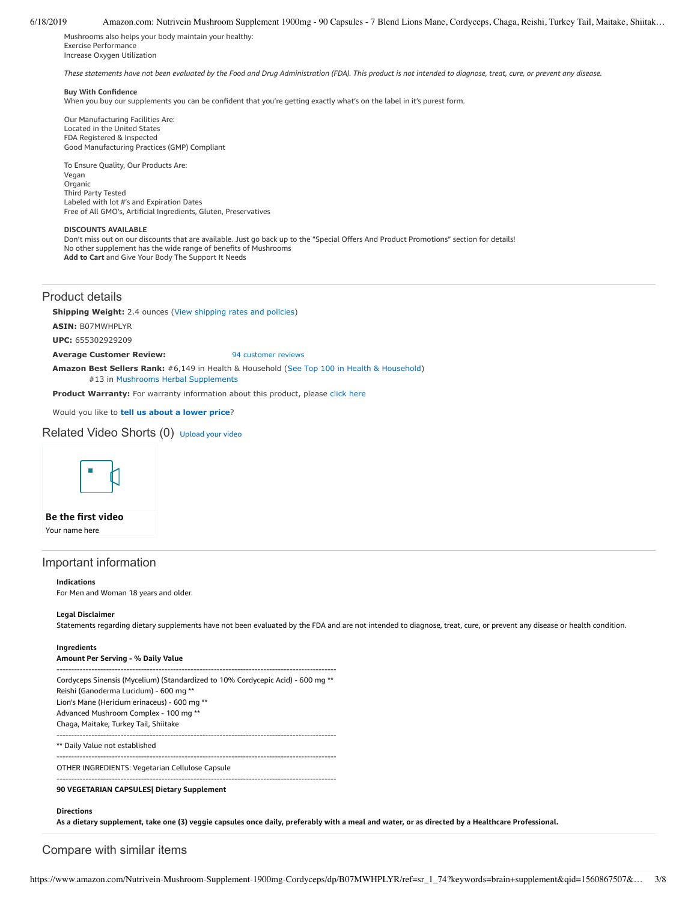Mushrooms also helps your body maintain your healthy:
Exercise Performance
Increase Oxygen Utilization

*These statements have not been evaluated by the Food and Drug Administration (FDA). This product is not intended to diagnose, treat, cure, or prevent any disease.*

**Buy With Confidence**
When you buy our supplements you can be confident that you're getting exactly what's on the label in it's purest form.

Our Manufacturing Facilities Are:
Located in the United States
FDA Registered & Inspected
Good Manufacturing Practices (GMP) Compliant

To Ensure Quality, Our Products Are:
Vegan
Organic
Third Party Tested
Labeled with lot #'s and Expiration Dates
Free of All GMO's, Artificial Ingredients, Gluten, Preservatives

**DISCOUNTS AVAILABLE**
Don't miss out on our discounts that are available. Just go back up to the "Special Offers And Product Promotions" section for details!
No other supplement has the wide range of benefits of Mushrooms
**Add to Cart** and Give Your Body The Support It Needs

## Product details

**Shipping Weight:** 2.4 ounces (View shipping rates and policies)

**ASIN:** B07MWHPLYR

**UPC:** 655302929209

**Average Customer Review:** 94 customer reviews

**Amazon Best Sellers Rank:** #6,149 in Health & Household (See Top 100 in Health & Household)
#13 in Mushrooms Herbal Supplements

**Product Warranty:** For warranty information about this product, please click here

Would you like to **tell us about a lower price**?

## Related Video Shorts (0) Upload your video

**Be the first video**
Your name here

## Important information

**Indications**
For Men and Woman 18 years and older.

**Legal Disclaimer**
Statements regarding dietary supplements have not been evaluated by the FDA and are not intended to diagnose, treat, cure, or prevent any disease or health condition.

**Ingredients**
**Amount Per Serving - % Daily Value**

---

Cordyceps Sinensis (Mycelium) (Standardized to 10% Cordycepic Acid) - 600 mg **
Reishi (Ganoderma Lucidum) - 600 mg **
Lion's Mane (Hericium erinaceus) - 600 mg **
Advanced Mushroom Complex - 100 mg **
Chaga, Maitake, Turkey Tail, Shiitake

---

** Daily Value not established

---

OTHER INGREDIENTS: Vegetarian Cellulose Capsule

---

**90 VEGETARIAN CAPSULES| Dietary Supplement**

**Directions**
**As a dietary supplement, take one (3) veggie capsules once daily, preferably with a meal and water, or as directed by a Healthcare Professional.**

## Compare with similar items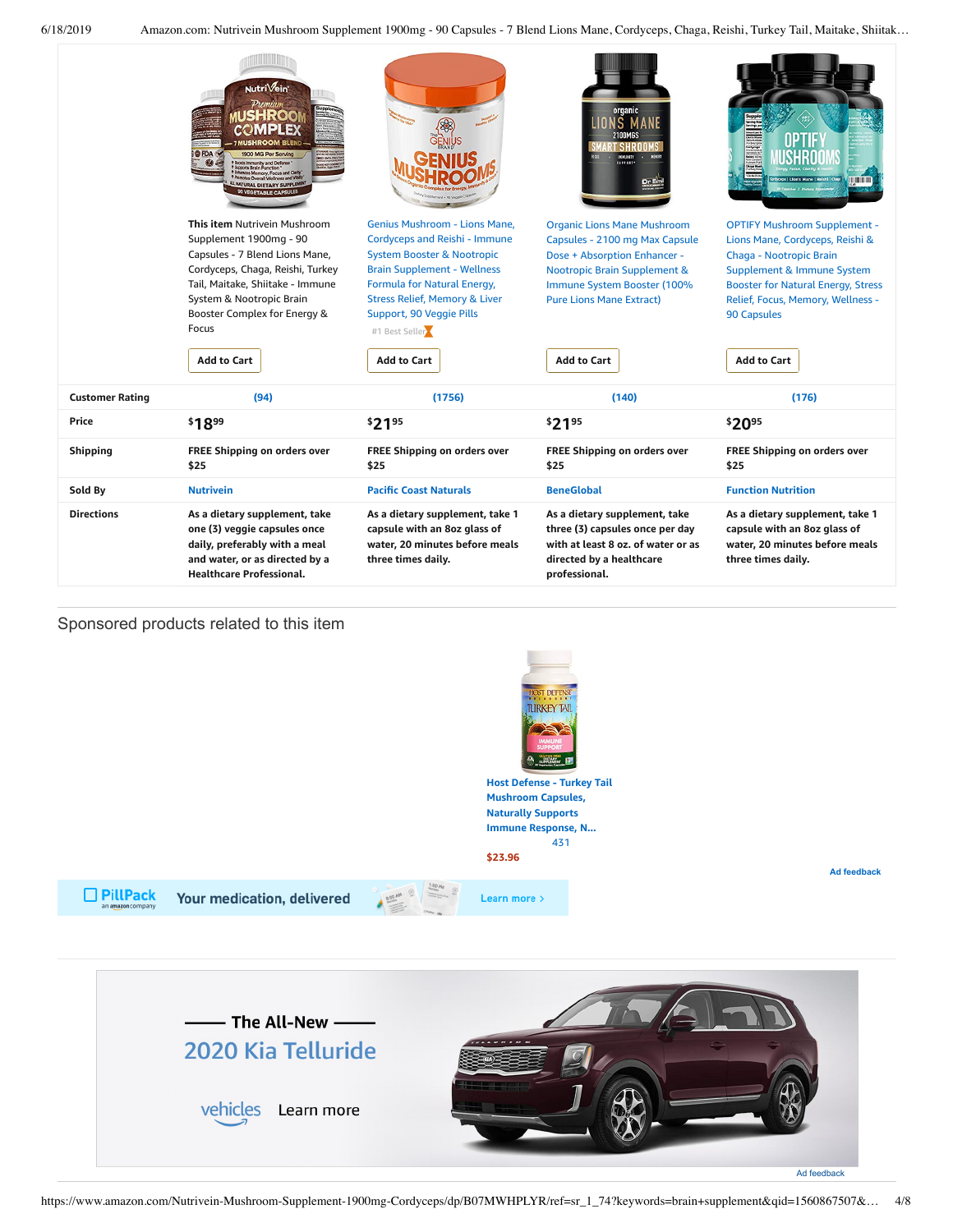| | **This item** Nutrivein Mushroom Supplement 1900mg - 90 Capsules - 7 Blend Lions Mane, Cordyceps, Chaga, Reishi, Turkey Tail, Maitake, Shiitake - Immune System & Nootropic Brain Booster Complex for Energy & Focus | Genius Mushroom - Lions Mane, Cordyceps and Reishi - Immune System Booster & Nootropic Brain Supplement - Wellness Formula for Natural Energy, Stress Relief, Memory & Liver Support, 90 Veggie Pills #1 Best Seller | Organic Lions Mane Mushroom Capsules - 2100 mg Max Capsule Dose + Absorption Enhancer - Nootropic Brain Supplement & Immune System Booster (100% Pure Lions Mane Extract) | OPTIFY Mushroom Supplement - Lions Mane, Cordyceps, Reishi & Chaga - Nootropic Brain Supplement & Immune System Booster for Natural Energy, Stress Relief, Focus, Memory, Wellness - 90 Capsules |
|---|---|---|---|---|
| | Add to Cart | Add to Cart | Add to Cart | Add to Cart |
| **Customer Rating** | (94) | (1756) | (140) | (176) |
| **Price** | $18.99 | $21.95 | $21.95 | $20.95 |
| **Shipping** | FREE Shipping on orders over $25 | FREE Shipping on orders over $25 | FREE Shipping on orders over $25 | FREE Shipping on orders over $25 |
| **Sold By** | Nutrivein | Pacific Coast Naturals | BeneGlobal | Function Nutrition |
| **Directions** | As a dietary supplement, take one (3) veggie capsules once daily, preferably with a meal and water, or as directed by a Healthcare Professional. | As a dietary supplement, take 1 capsule with an 8oz glass of water, 20 minutes before meals three times daily. | As a dietary supplement, take three (3) capsules once per day with at least 8 oz. of water or as directed by a healthcare professional. | As a dietary supplement, take 1 capsule with an 8oz glass of water, 20 minutes before meals three times daily. |

## Sponsored products related to this item

**Host Defense - Turkey Tail Mushroom Capsules, Naturally Supports Immune Response, N...**
431
$23.96

Ad feedback

PillPack an amazon company — Your medication, delivered — Learn more ›

The All-New
2020 Kia Telluride
vehicles Learn more

Ad feedback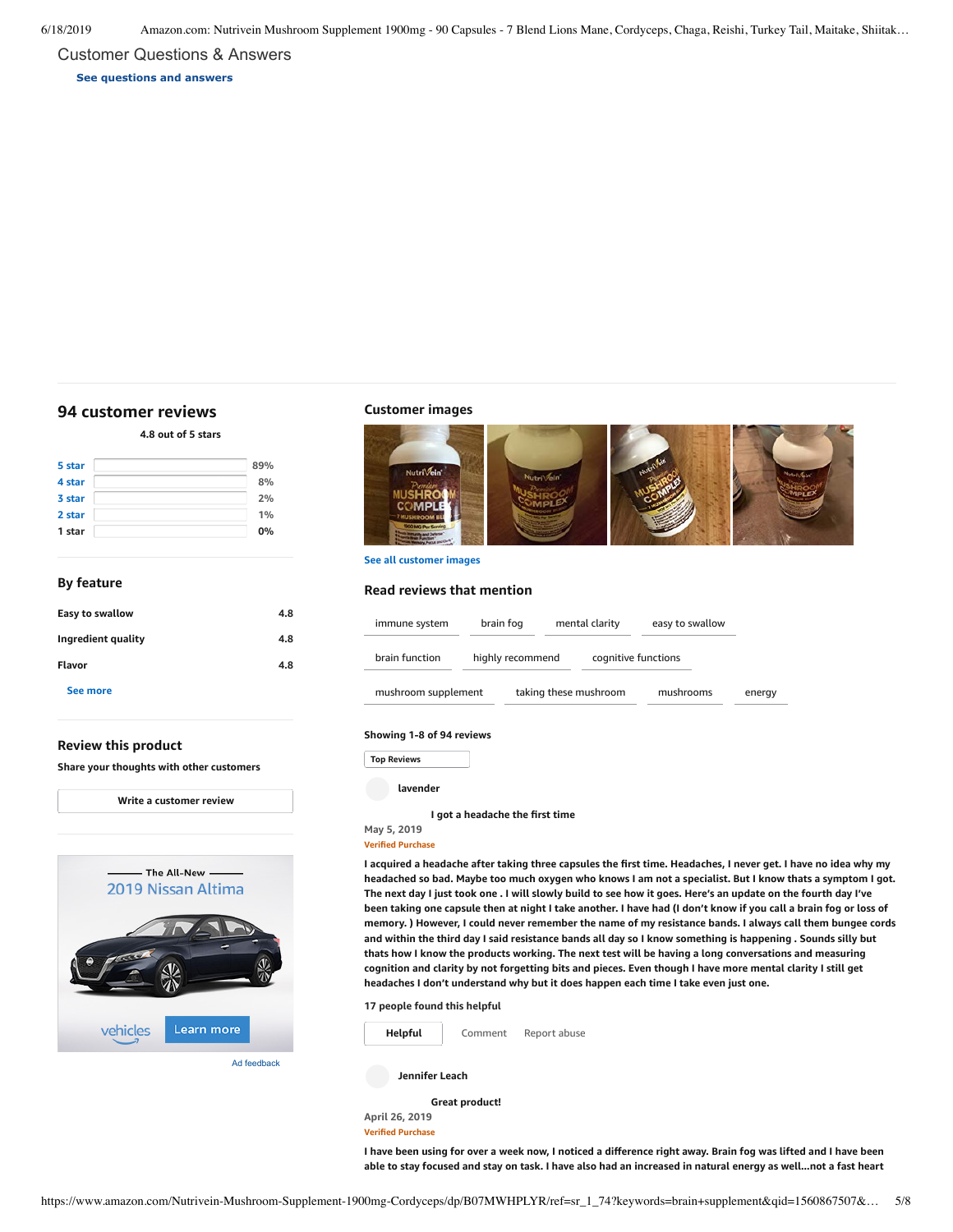## Customer Questions & Answers

See questions and answers

## 94 customer reviews

4.8 out of 5 stars

| | |
|---|---|
| 5 star | 89% |
| 4 star | 8% |
| 3 star | 2% |
| 2 star | 1% |
| 1 star | 0% |

### By feature

| | |
|---|---|
| Easy to swallow | 4.8 |
| Ingredient quality | 4.8 |
| Flavor | 4.8 |

See more

### Review this product

Share your thoughts with other customers

Write a customer review

The All-New
2019 Nissan Altima

vehicles Learn more

Ad feedback

### Customer images

See all customer images

### Read reviews that mention

immune system | brain fog | mental clarity | easy to swallow | brain function | highly recommend | cognitive functions | mushroom supplement | taking these mushroom | mushrooms | energy

Showing 1-8 of 94 reviews

Top Reviews

**lavender**

**I got a headache the first time**

May 5, 2019

Verified Purchase

I acquired a headache after taking three capsules the first time. Headaches, I never get. I have no idea why my headached so bad. Maybe too much oxygen who knows I am not a specialist. But I know thats a symptom I got. The next day I just took one . I will slowly build to see how it goes. Here's an update on the fourth day I've been taking one capsule then at night I take another. I have had (I don't know if you call a brain fog or loss of memory. ) However, I could never remember the name of my resistance bands. I always call them bungee cords and within the third day I said resistance bands all day so I know something is happening . Sounds silly but thats how I know the products working. The next test will be having a long conversations and measuring cognition and clarity by not forgetting bits and pieces. Even though I have more mental clarity I still get headaches I don't understand why but it does happen each time I take even just one.

17 people found this helpful

Helpful | Comment | Report abuse

**Jennifer Leach**

**Great product!**

April 26, 2019

Verified Purchase

I have been using for over a week now, I noticed a difference right away. Brain fog was lifted and I have been able to stay focused and stay on task. I have also had an increased in natural energy as well...not a fast heart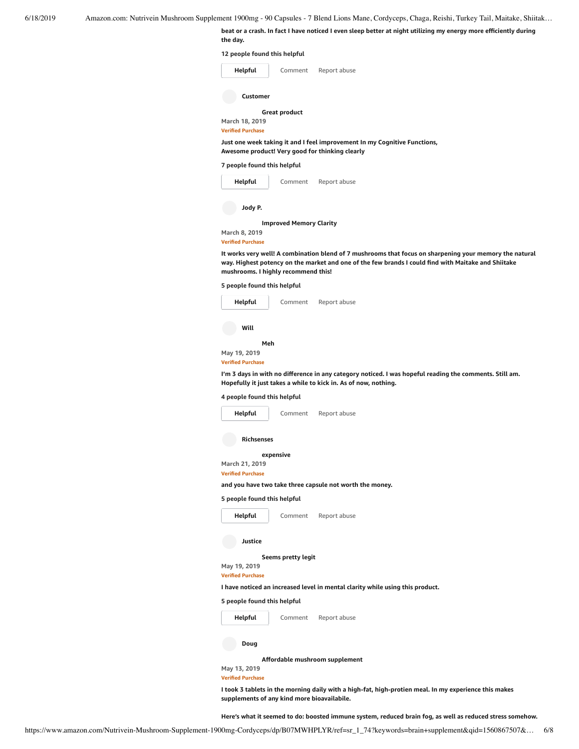beat or a crash. In fact I have noticed I even sleep better at night utilizing my energy more efficiently during the day.

12 people found this helpful

Helpful Comment Report abuse

Customer

**Great product**

March 18, 2019

Verified Purchase

Just one week taking it and I feel improvement In my Cognitive Functions,
Awesome product! Very good for thinking clearly

7 people found this helpful

Helpful Comment Report abuse

Jody P.

**Improved Memory Clarity**

March 8, 2019

Verified Purchase

It works very well! A combination blend of 7 mushrooms that focus on sharpening your memory the natural way. Highest potency on the market and one of the few brands I could find with Maitake and Shiitake mushrooms. I highly recommend this!

5 people found this helpful

Helpful Comment Report abuse

Will

**Meh**

May 19, 2019

Verified Purchase

I'm 3 days in with no difference in any category noticed. I was hopeful reading the comments. Still am. Hopefully it just takes a while to kick in. As of now, nothing.

4 people found this helpful

Helpful Comment Report abuse

Richsenses

**expensive**

March 21, 2019

Verified Purchase

and you have two take three capsule not worth the money.

5 people found this helpful

Helpful Comment Report abuse

Justice

**Seems pretty legit**

May 19, 2019

Verified Purchase

I have noticed an increased level in mental clarity while using this product.

5 people found this helpful

Helpful Comment Report abuse

Doug

**Affordable mushroom supplement**

May 13, 2019

Verified Purchase

I took 3 tablets in the morning daily with a high-fat, high-protien meal. In my experience this makes supplements of any kind more bioavailabile.

Here's what it seemed to do: boosted immune system, reduced brain fog, as well as reduced stress somehow.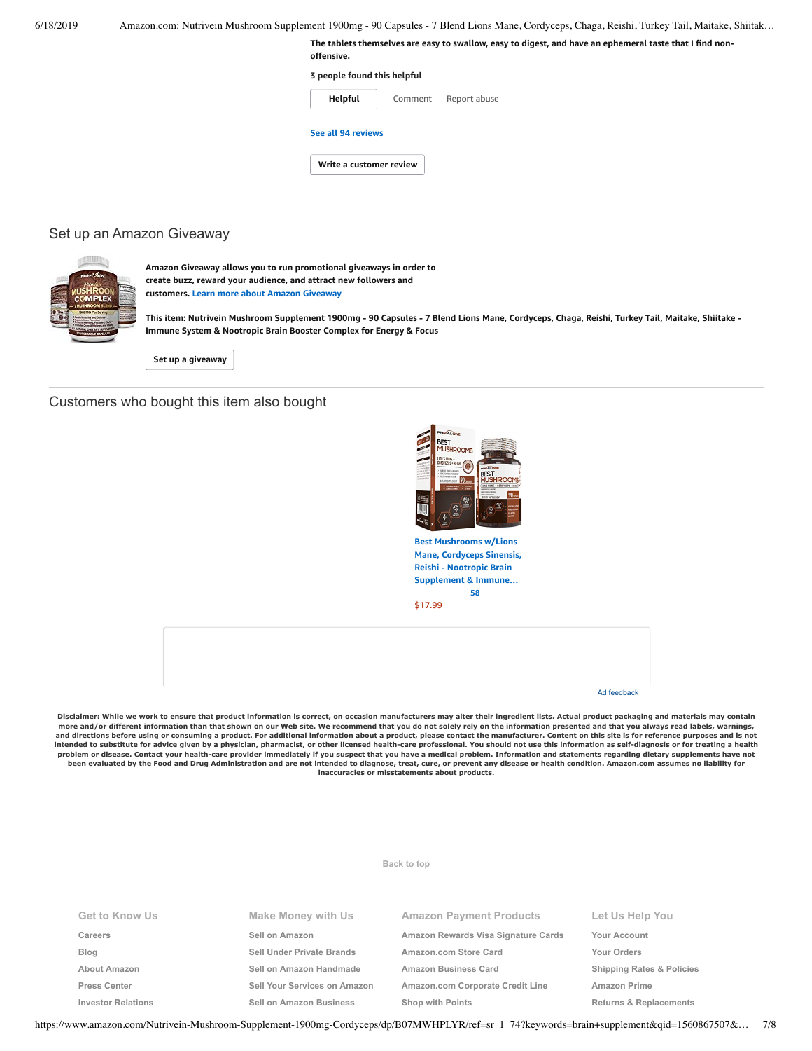**The tablets themselves are easy to swallow, easy to digest, and have an ephemeral taste that I find non-offensive.**

**3 people found this helpful**

Helpful | Comment | Report abuse

**See all 94 reviews**

Write a customer review

## Set up an Amazon Giveaway

**Amazon Giveaway allows you to run promotional giveaways in order to create buzz, reward your audience, and attract new followers and customers.** Learn more about Amazon Giveaway

**This item: Nutrivein Mushroom Supplement 1900mg - 90 Capsules - 7 Blend Lions Mane, Cordyceps, Chaga, Reishi, Turkey Tail, Maitake, Shiitake - Immune System & Nootropic Brain Booster Complex for Energy & Focus**

Set up a giveaway

## Customers who bought this item also bought

**Best Mushrooms w/Lions Mane, Cordyceps Sinensis, Reishi - Nootropic Brain Supplement & Immune…**
58
$17.99

Ad feedback

**Disclaimer: While we work to ensure that product information is correct, on occasion manufacturers may alter their ingredient lists. Actual product packaging and materials may contain more and/or different information than that shown on our Web site. We recommend that you do not solely rely on the information presented and that you always read labels, warnings, and directions before using or consuming a product. For additional information about a product, please contact the manufacturer. Content on this site is for reference purposes and is not intended to substitute for advice given by a physician, pharmacist, or other licensed health-care professional. You should not use this information as self-diagnosis or for treating a health problem or disease. Contact your health-care provider immediately if you suspect that you have a medical problem. Information and statements regarding dietary supplements have not been evaluated by the Food and Drug Administration and are not intended to diagnose, treat, cure, or prevent any disease or health condition. Amazon.com assumes no liability for inaccuracies or misstatements about products.**

Back to top

| Get to Know Us | Make Money with Us | Amazon Payment Products | Let Us Help You |
| --- | --- | --- | --- |
| Careers | Sell on Amazon | Amazon Rewards Visa Signature Cards | Your Account |
| Blog | Sell Under Private Brands | Amazon.com Store Card | Your Orders |
| About Amazon | Sell on Amazon Handmade | Amazon Business Card | Shipping Rates & Policies |
| Press Center | Sell Your Services on Amazon | Amazon.com Corporate Credit Line | Amazon Prime |
| Investor Relations | Sell on Amazon Business | Shop with Points | Returns & Replacements |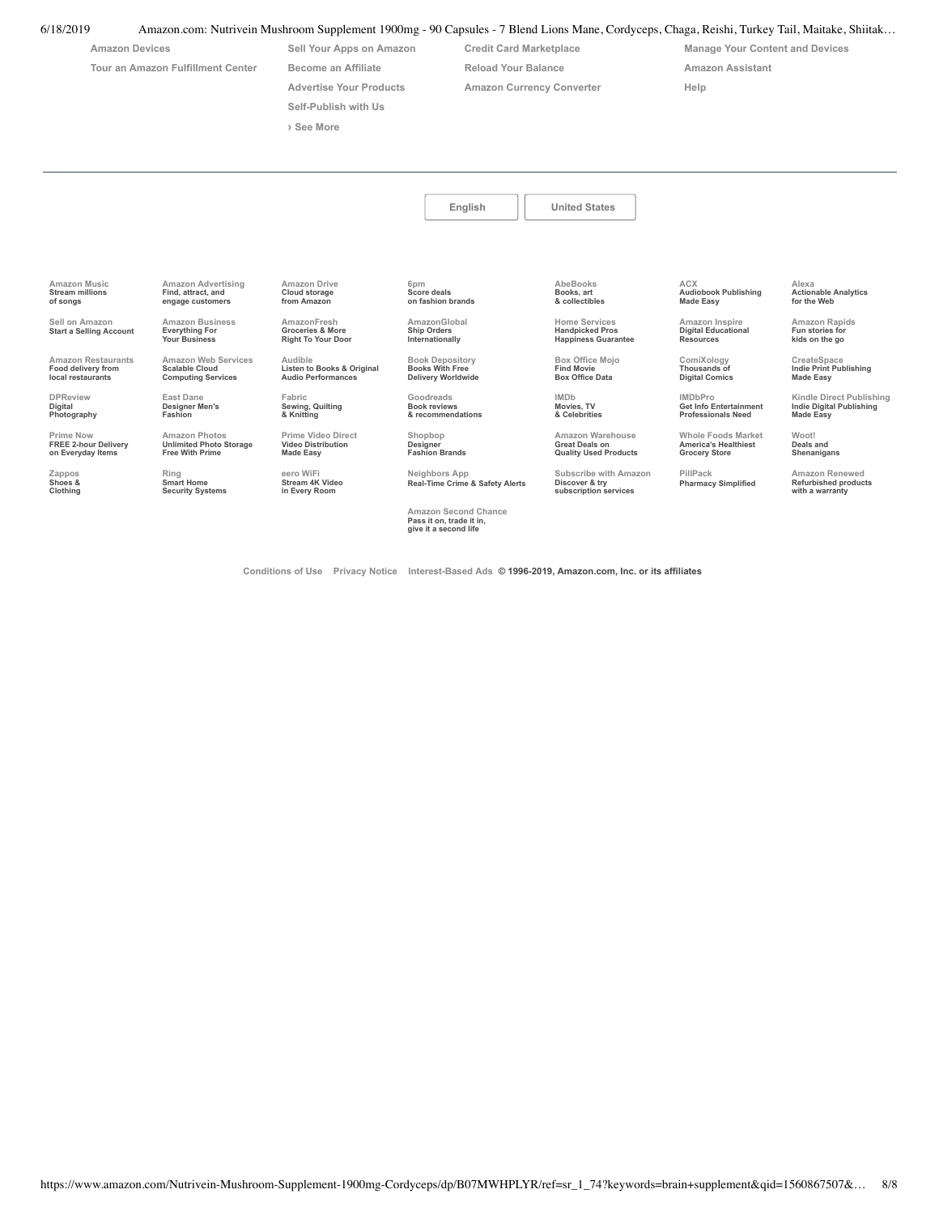Amazon Devices
Tour an Amazon Fulfillment Center

Sell Your Apps on Amazon
Become an Affiliate
Advertise Your Products
Self-Publish with Us
› See More

Credit Card Marketplace
Reload Your Balance
Amazon Currency Converter

Manage Your Content and Devices
Amazon Assistant
Help

English | United States

| | | | | | | |
|---|---|---|---|---|---|---|
| Amazon Music Stream millions of songs | Amazon Advertising Find, attract, and engage customers | Amazon Drive Cloud storage from Amazon | 6pm Score deals on fashion brands | AbeBooks Books, art & collectibles | ACX Audiobook Publishing Made Easy | Alexa Actionable Analytics for the Web |
| Sell on Amazon Start a Selling Account | Amazon Business Everything For Your Business | AmazonFresh Groceries & More Right To Your Door | AmazonGlobal Ship Orders Internationally | Home Services Handpicked Pros Happiness Guarantee | Amazon Inspire Digital Educational Resources | Amazon Rapids Fun stories for kids on the go |
| Amazon Restaurants Food delivery from local restaurants | Amazon Web Services Scalable Cloud Computing Services | Audible Listen to Books & Original Audio Performances | Book Depository Books With Free Delivery Worldwide | Box Office Mojo Find Movie Box Office Data | ComiXology Thousands of Digital Comics | CreateSpace Indie Print Publishing Made Easy |
| DPReview Digital Photography | East Dane Designer Men's Fashion | Fabric Sewing, Quilting & Knitting | Goodreads Book reviews & recommendations | IMDb Movies, TV & Celebrities | IMDbPro Get Info Entertainment Professionals Need | Kindle Direct Publishing Indie Digital Publishing Made Easy |
| Prime Now FREE 2-hour Delivery on Everyday Items | Amazon Photos Unlimited Photo Storage Free With Prime | Prime Video Direct Video Distribution Made Easy | Shopbop Designer Fashion Brands | Amazon Warehouse Great Deals on Quality Used Products | Whole Foods Market America's Healthiest Grocery Store | Woot! Deals and Shenanigans |
| Zappos Shoes & Clothing | Ring Smart Home Security Systems | eero WiFi Stream 4K Video in Every Room | Neighbors App Real-Time Crime & Safety Alerts | Subscribe with Amazon Discover & try subscription services | PillPack Pharmacy Simplified | Amazon Renewed Refurbished products with a warranty |
| | | | Amazon Second Chance Pass it on, trade it in, give it a second life | | | |

Conditions of Use   Privacy Notice   Interest-Based Ads   © 1996-2019, Amazon.com, Inc. or its affiliates